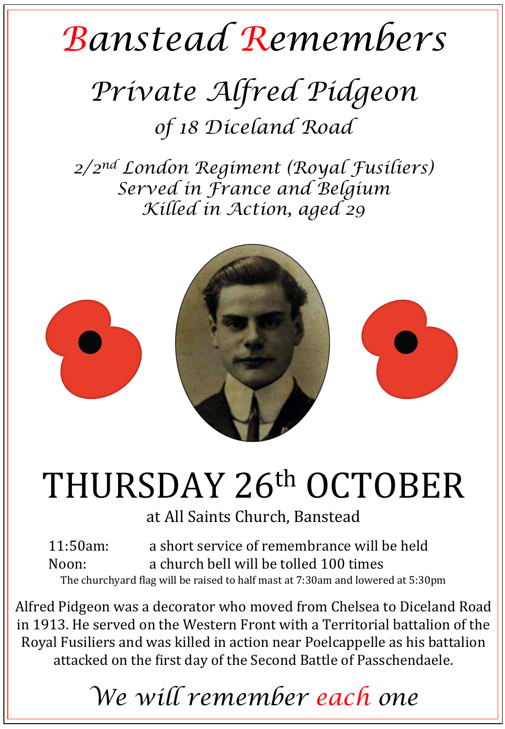# Banstead Remembers

## Private Alfred Pidgeon

### of 18 Diceland Road

*2/2nd London Regiment (Royal Fusiliers)*
*Served in France and Belgium*
*Killed in Action, aged 29*

# THURSDAY 26th OCTOBER

at All Saints Church, Banstead

11:50am: a short service of remembrance will be held
Noon: a church bell will be tolled 100 times

The churchyard flag will be raised to half mast at 7:30am and lowered at 5:30pm

Alfred Pidgeon was a decorator who moved from Chelsea to Diceland Road in 1913. He served on the Western Front with a Territorial battalion of the Royal Fusiliers and was killed in action near Poelcappelle as his battalion attacked on the first day of the Second Battle of Passchendaele.

*We will remember each one*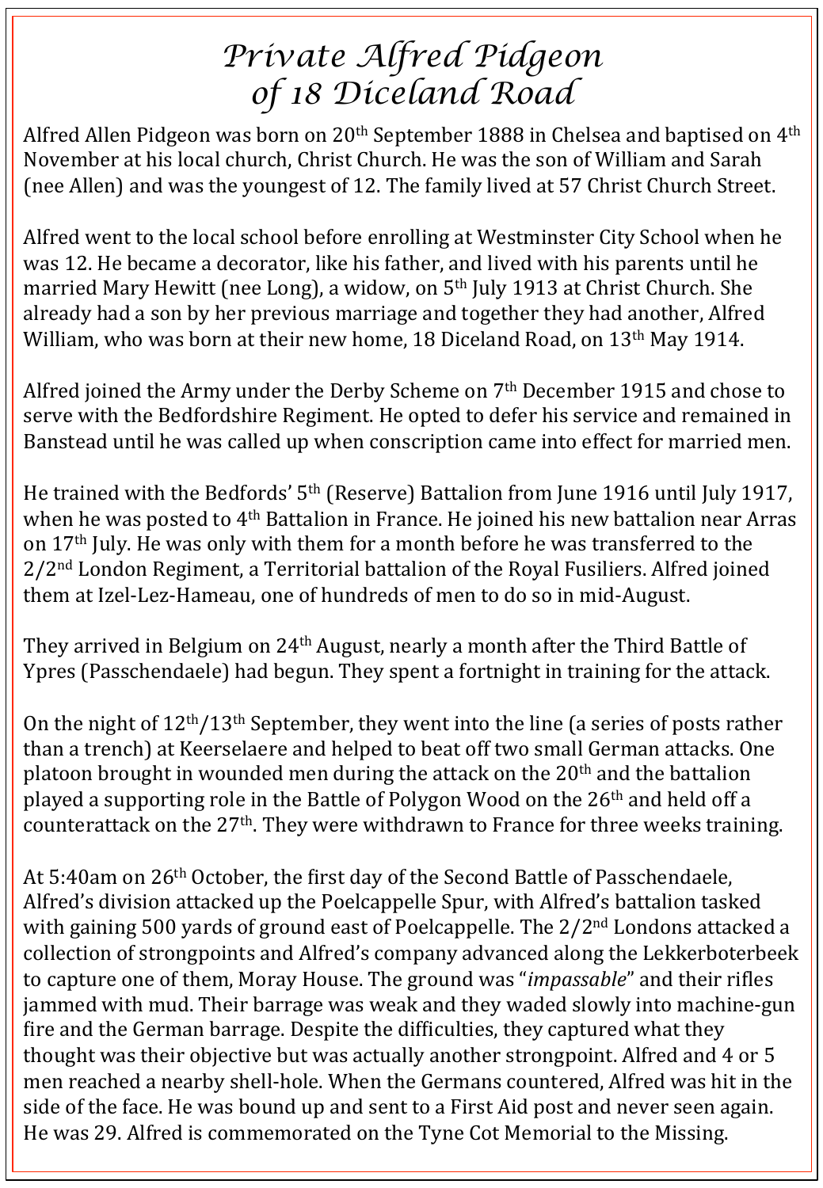# *Private Alfred Pidgeon of 18 Diceland Road*

Alfred Allen Pidgeon was born on 20th September 1888 in Chelsea and baptised on 4th November at his local church, Christ Church. He was the son of William and Sarah (nee Allen) and was the youngest of 12. The family lived at 57 Christ Church Street.

Alfred went to the local school before enrolling at Westminster City School when he was 12. He became a decorator, like his father, and lived with his parents until he married Mary Hewitt (nee Long), a widow, on 5th July 1913 at Christ Church. She already had a son by her previous marriage and together they had another, Alfred William, who was born at their new home, 18 Diceland Road, on 13th May 1914.

Alfred joined the Army under the Derby Scheme on 7th December 1915 and chose to serve with the Bedfordshire Regiment. He opted to defer his service and remained in Banstead until he was called up when conscription came into effect for married men.

He trained with the Bedfords' 5th (Reserve) Battalion from June 1916 until July 1917, when he was posted to 4th Battalion in France. He joined his new battalion near Arras on 17th July. He was only with them for a month before he was transferred to the 2/2nd London Regiment, a Territorial battalion of the Royal Fusiliers. Alfred joined them at Izel-Lez-Hameau, one of hundreds of men to do so in mid-August.

They arrived in Belgium on 24th August, nearly a month after the Third Battle of Ypres (Passchendaele) had begun. They spent a fortnight in training for the attack.

On the night of 12th/13th September, they went into the line (a series of posts rather than a trench) at Keerselaere and helped to beat off two small German attacks. One platoon brought in wounded men during the attack on the 20th and the battalion played a supporting role in the Battle of Polygon Wood on the 26th and held off a counterattack on the 27th. They were withdrawn to France for three weeks training.

At 5:40am on 26th October, the first day of the Second Battle of Passchendaele, Alfred's division attacked up the Poelcappelle Spur, with Alfred's battalion tasked with gaining 500 yards of ground east of Poelcappelle. The 2/2nd Londons attacked a collection of strongpoints and Alfred's company advanced along the Lekkerboterbeek to capture one of them, Moray House. The ground was "*impassable*" and their rifles jammed with mud. Their barrage was weak and they waded slowly into machine-gun fire and the German barrage. Despite the difficulties, they captured what they thought was their objective but was actually another strongpoint. Alfred and 4 or 5 men reached a nearby shell-hole. When the Germans countered, Alfred was hit in the side of the face. He was bound up and sent to a First Aid post and never seen again. He was 29. Alfred is commemorated on the Tyne Cot Memorial to the Missing.